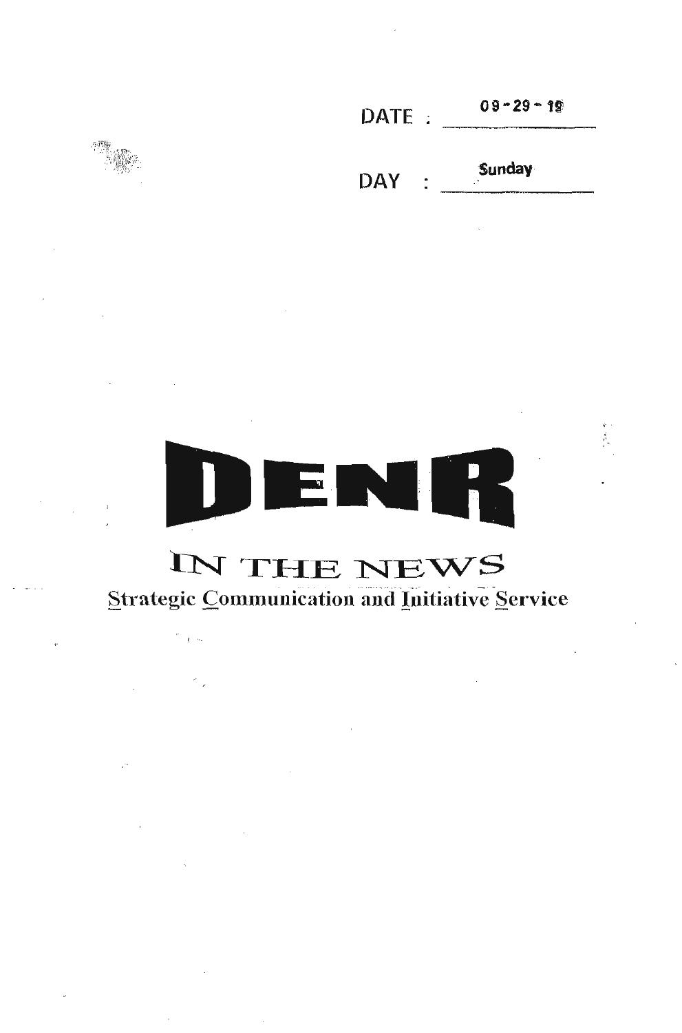DATE : 09-29-19

DAY : Sunday

# DENR

## IN THE NEWS

Strategic Communication and Initiative Service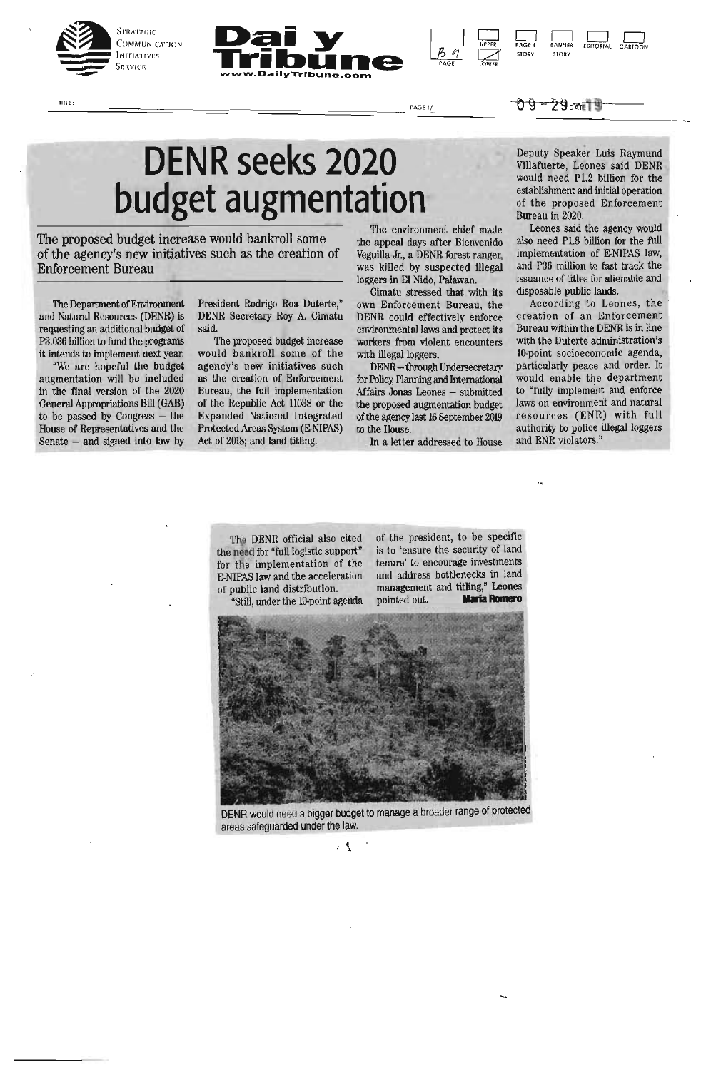# DENR seeks 2020 budget augmentation

The proposed budget increase would bankroll some of the agency's new initiatives such as the creation of Enforcement Bureau

The Department of Environment and Natural Resources (DENR) is requesting an additional budget of P3.036 billion to fund the programs it intends to implement next year.

"We are hopeful the budget augmentation will be included in the final version of the 2020 General Appropriations Bill (GAB) to be passed by Congress – the House of Representatives and the Senate – and signed into law by President Rodrigo Roa Duterte," DENR Secretary Roy A. Cimatu said.

The proposed budget increase would bankroll some of the agency's new initiatives such as the creation of Enforcement Bureau, the full implementation of the Republic Act 11038 or the Expanded National Integrated Protected Areas System (E-NIPAS) Act of 2018; and land titling.

The environment chief made the appeal days after Bienvenido Veguilla Jr., a DENR forest ranger, was killed by suspected illegal loggers in El Nido, Palawan.

Cimatu stressed that with its own Enforcement Bureau, the DENR could effectively enforce environmental laws and protect its workers from violent encounters with illegal loggers.

DENR – through Undersecretary for Policy, Planning and International Affairs Jonas Leones – submitted the proposed augmentation budget of the agency last 16 September 2019 to the House.

In a letter addressed to House Deputy Speaker Luis Raymund Villafuerte, Leones said DENR would need P1.2 billion for the establishment and initial operation of the proposed Enforcement Bureau in 2020.

Leones said the agency would also need P1.8 billion for the full implementation of E-NIPAS law, and P36 million to fast track the issuance of titles for alienable and disposable public lands.

According to Leones, the creation of an Enforcement Bureau within the DENR is in line with the Duterte administration's 10-point socioeconomic agenda, particularly peace and order. It would enable the department to "fully implement and enforce laws on environment and natural resources (ENR) with full authority to police illegal loggers and ENR violators."

The DENR official also cited the need for "full logistic support" for the implementation of the E-NIPAS law and the acceleration of public land distribution.

"Still, under the 10-point agenda of the president, to be specific is to 'ensure the security of land tenure' to encourage investments and address bottlenecks in land management and titling," Leones pointed out. **Maria Romero**

DENR would need a bigger budget to manage a broader range of protected areas safeguarded under the law.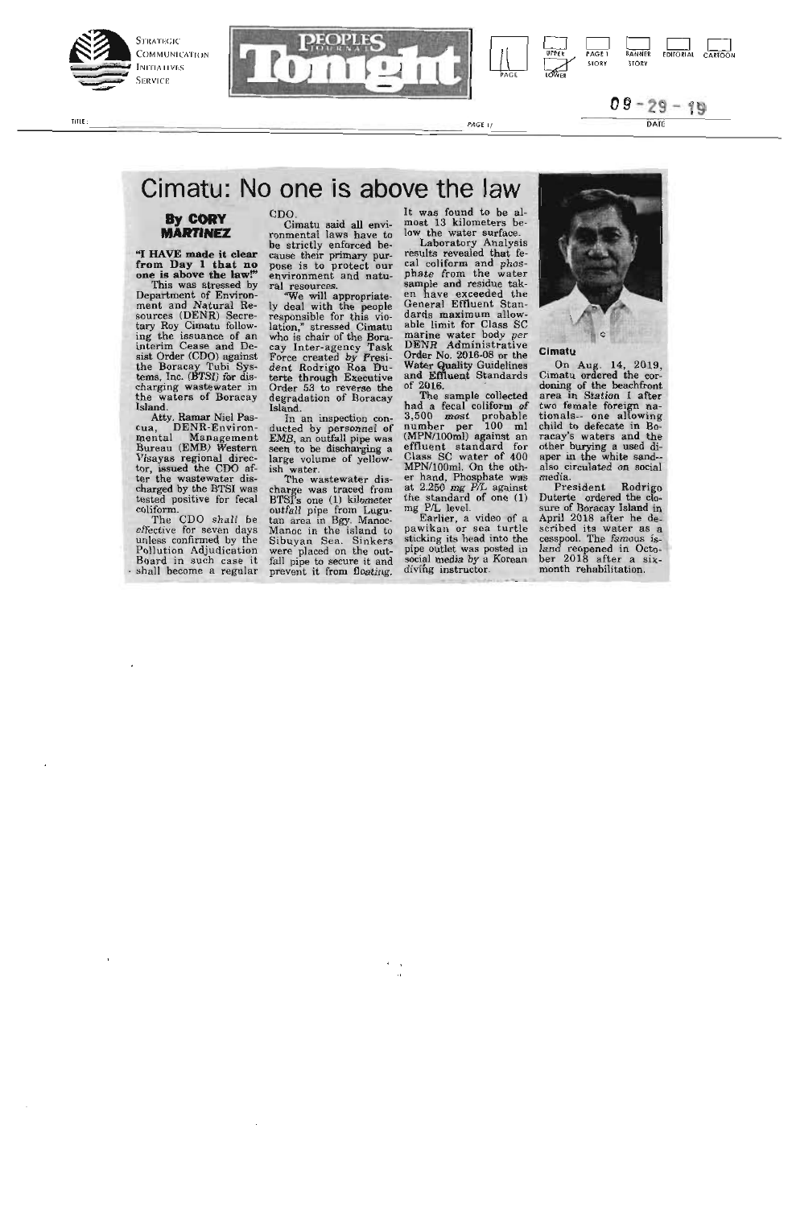# Cimatu: No one is above the law

**By CORY MARTINEZ**

**"I HAVE made it clear from Day 1 that no one is above the law!"**

This was stressed by Department of Environment and Natural Resources (DENR) Secretary Roy Cimatu following the issuance of an interim Cease and Desist Order (CDO) against the Boracay Tubi Systems, Inc. (BTSI) for discharging wastewater in the waters of Boracay Island.

Atty. Ramar Niel Pascua, DENR-Environmental Management Bureau (EMB) Western Visayas regional director, issued the CDO after the wastewater discharged by the BTSI was tested positive for fecal coliform.

The CDO *shall* be *effective* for seven days unless confirmed by the Pollution Adjudication Board in such case it shall become a regular CDO.

Cimatu said all environmental laws have to be strictly enforced because their primary purpose is to protect our environment and natural resources.

"We will appropriately deal with the people responsible for this violation," stressed Cimatu who is chair of the Boracay Inter-agency Task Force created by President Rodrigo Roa Duterte through Executive Order 53 to reverse the degradation of Boracay Island.

In an inspection conducted by personnel of EMB, an outfall pipe was seen to be discharging a large volume of yellowish water.

The wastewater discharge was traced from BTSI's one (1) kilometer outfall pipe from Lugutan area in Bgy. Manoc-Manoc in the island to Sibuyan Sea. Sinkers were placed on the outfall pipe to secure it and prevent it from floating. It was found to be almost 13 kilometers below the water surface.

Laboratory Analysis results revealed that fecal coliform and *phosphate* from the water sample and residue taken have exceeded the General Effluent Standards maximum allowable limit for Class SC marine water body *per* DENR Administrative Order No. 2016-08 or the Water Quality Guidelines and Effluent Standards of 2016.

The sample collected had a fecal coliform of 3,500 most probable number per 100 ml (MPN/100ml) against an effluent standard for Class SC water of 400 MPN/100ml. On the other hand, Phosphate was at 2.250 mg P/L against the standard of one (1) mg P/L level.

Earlier, a video of a pawikan or sea turtle sticking its head into the pipe outlet was posted in social media by a Korean diving instructor.

Cimatu

On Aug. 14, 2019, Cimatu ordered the cordoning of the beachfront area in Station I after two female foreign nationals-- one allowing child to defecate in Boracay's waters and the other burying a used diaper in the white sand-- also circulated on social media.

President Rodrigo Duterte ordered the closure of Boracay Island in April 2018 after he described its water as a cesspool. The *famous island* reopened in October 2018 after a six-month rehabilitation.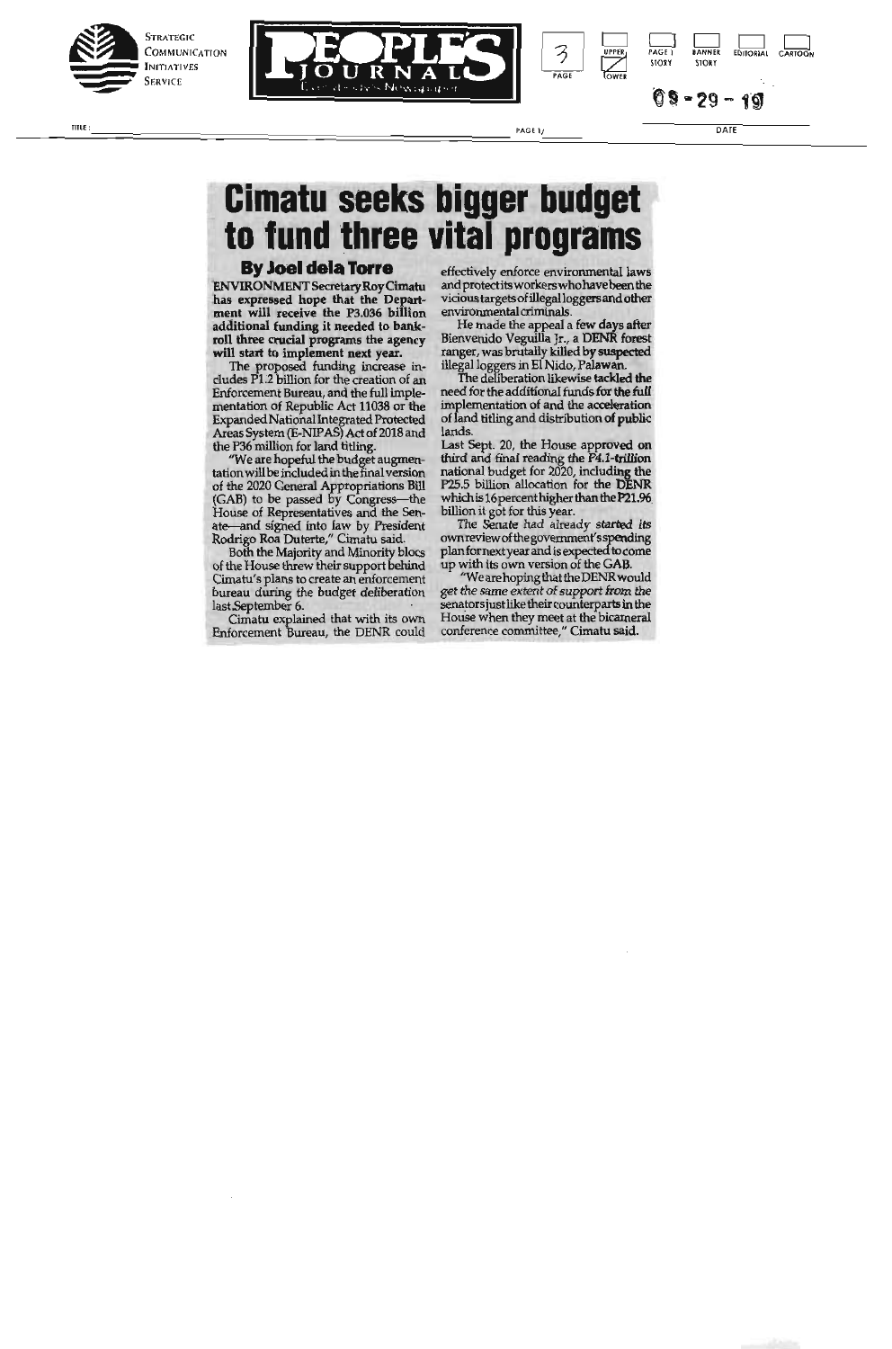# Cimatu seeks bigger budget to fund three vital programs

**By Joel dela Torre**

**ENVIRONMENT Secretary Roy Cimatu has expressed hope that the Department will receive the P3.036 billion additional funding it needed to bankroll three crucial programs the agency will start to implement next year.**

The proposed funding increase includes P1.2 billion for the creation of an Enforcement Bureau, and the full implementation of Republic Act 11038 or the Expanded National Integrated Protected Areas System (E-NIPAS) Act of 2018 and the P36 million for land titling.

"We are hopeful the budget augmentation will be included in the final version of the 2020 General Appropriations Bill (GAB) to be passed by Congress—the House of Representatives and the Senate—and signed into law by President Rodrigo Roa Duterte," Cimatu said.

Both the Majority and Minority blocs of the House threw their support behind Cimatu's plans to create an enforcement bureau during the budget deliberation last September 6.

Cimatu explained that with its own Enforcement Bureau, the DENR could effectively enforce environmental laws and protect its workers who have been the vicious targets of illegal loggers and other environmental criminals.

He made the appeal a few days after Bienvenido Veguilla Jr., a DENR forest ranger, was brutally killed by suspected illegal loggers in El Nido, Palawan.

The deliberation likewise tackled the need for the additional funds for the full implementation of and the acceleration of land titling and distribution of public lands.

Last Sept. 20, the House approved on third and final reading the P4.1-trillion national budget for 2020, including the P25.5 billion allocation for the DENR which is 16 percent higher than the P21.96 billion it got for this year.

The Senate had already started its own review of the government's spending plan for next year and is expected to come up with its own version of the GAB.

"We are hoping that the DENR would get the same extent of support from the senators just like their counterparts in the House when they meet at the bicameral conference committee," Cimatu said.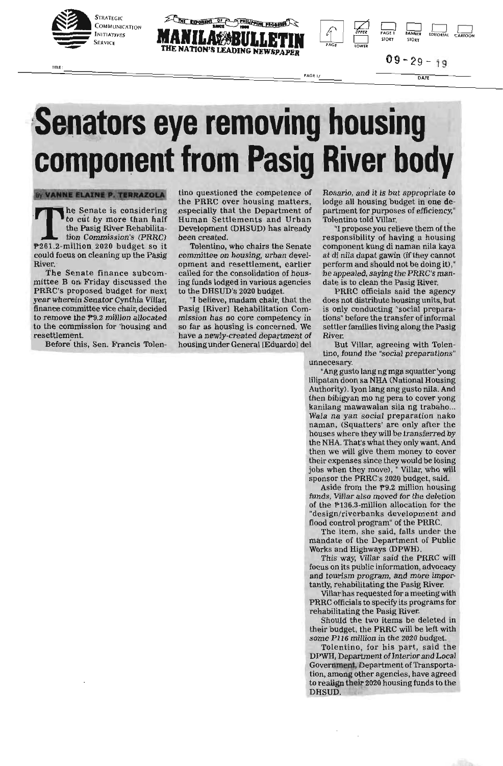# Senators eye removing housing component from Pasig River body

By VANNE ELAINE P. TERRAZOLA

The Senate is considering to cut by more than half the Pasig River Rehabilitation Commission's (PRRC) ₱261.2-million 2020 budget so it could focus on cleaning up the Pasig River.

The Senate finance subcommittee B on Friday discussed the PRRC's proposed budget for next year wherein Senator Cynthia Villar, finance committee vice chair, decided to remove the ₱9.2 million allocated to the commission for 'housing and resettlement.

Before this, Sen. Francis Tolentino questioned the competence of the PRRC over housing matters, especially that the Department of Human Settlements and Urban Development (DHSUD) has already been created.

Tolentino, who chairs the Senate committee on housing, urban development and resettlement, earlier called for the consolidation of housing funds lodged in various agencies to the DHSUD's 2020 budget.

"I believe, madam chair, that the Pasig [River] Rehabilitation Commission has no core competency in so far as housing is concerned. We have a newly-created department of housing under General [Eduardo] del Rosario, and it is but appropriate to lodge all housing budget in one department for purposes of efficiency," Tolentino told Villar.

"I propose you relieve them of the responsibility of having a housing component kung di naman nila kaya at di nila dapat gawin (if they cannot perform and should not be doing it)," he appealed, saying the PRRC's mandate is to clean the Pasig River.

PRRC officials said the agency does not distribute housing units, but is only conducting "social preparations" before the transfer of informal settler families living along the Pasig River.

But Villar, agreeing with Tolentino, found the "social preparations" unnecesary.

"Ang gusto lang ng mga squatter 'yong ililipatan doon sa NHA (National Housing Authority). Iyon lang ang gusto nila. And then bibigyan mo ng pera to cover yong kanilang mawawalan sila ng trabaho... Wala na yan social preparation nako naman, (Squatters' are only after the houses where they will be transferred by the NHA. That's what they only want. And then we will give them money to cover their expenses since they would be losing jobs when they move), " Villar, who will sponsor the PRRC's 2020 budget, said.

Aside from the ₱9.2 million housing funds, Villar also moved for the deletion of the ₱136.3-million allocation for the "design/riverbanks development and flood control program" of the PRRC.

The item, she said, falls under the mandate of the Department of Public Works and Highways (DPWH).

This way, Villar said the PRRC will focus on its public information, advocacy and tourism program, and more importantly, rehabilitating the Pasig River.

Villar has requested for a meeting with PRRC officials to specify its programs for rehabilitating the Pasig River.

Should the two items be deleted in their budget, the PRRC will be left with some P116 million in the 2020 budget.

Tolentino, for his part, said the DPWH, Department of Interior and Local Government, Department of Transportation, among other agencies, have agreed to realign their 2020 housing funds to the DHSUD.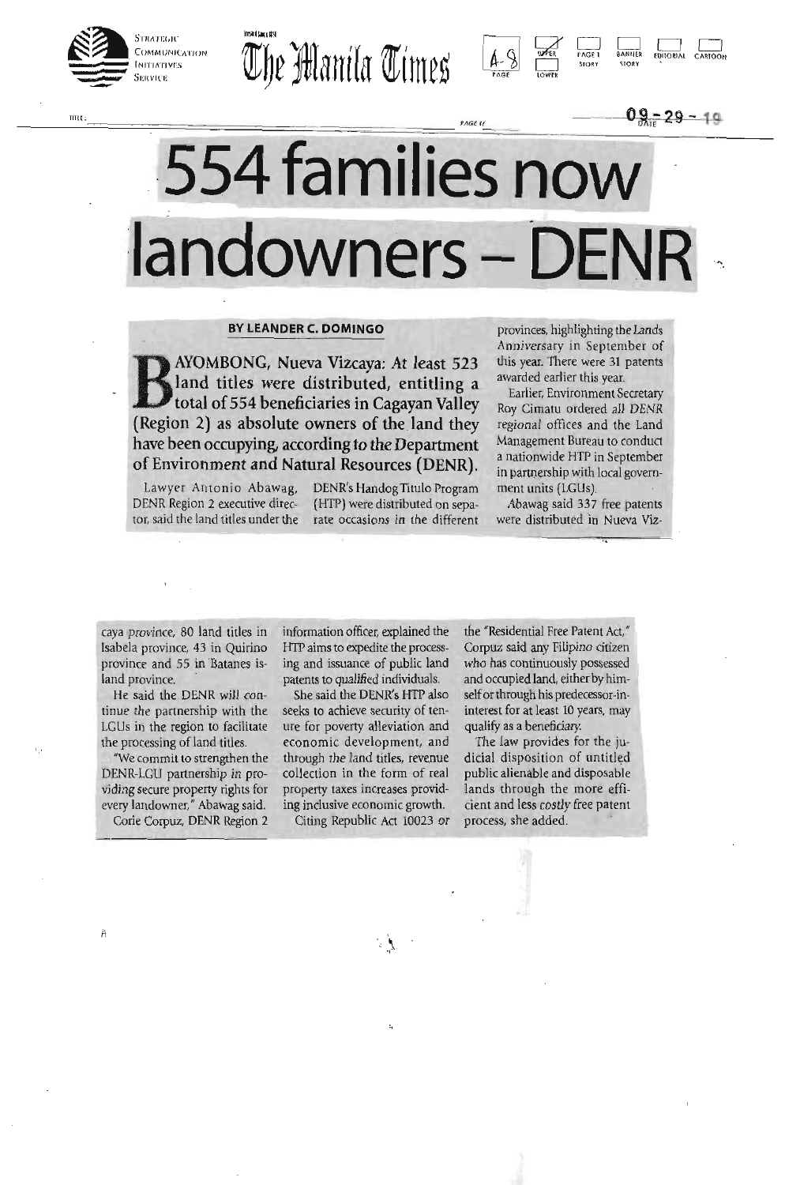# 554 families now landowners – DENR

**BY LEANDER C. DOMINGO**

**BAYOMBONG, Nueva Vizcaya: At least 523 land titles were distributed, entitling a total of 554 beneficiaries in Cagayan Valley (Region 2) as absolute owners of the land they have been occupying, according to the Department of Environment and Natural Resources (DENR).**

Lawyer Antonio Abawag, DENR Region 2 executive director, said the land titles under the DENR's Handog Titulo Program (HTP) were distributed on separate occasions in the different provinces, highlighting the Lands Anniversary in September of this year. There were 31 patents awarded earlier this year.

Earlier, Environment Secretary Roy Cimatu ordered all DENR regional offices and the Land Management Bureau to conduct a nationwide HTP in September in partnership with local government units (LGUs).

Abawag said 337 free patents were distributed in Nueva Vizcaya province, 80 land titles in Isabela province, 43 in Quirino province and 55 in Batanes island province.

He said the DENR will continue the partnership with the LGUs in the region to facilitate the processing of land titles.

"We commit to strengthen the DENR-LGU partnership in providing secure property rights for every landowner," Abawag said.

Corie Corpuz, DENR Region 2 information officer, explained the HTP aims to expedite the processing and issuance of public land patents to qualified individuals.

She said the DENR's HTP also seeks to achieve security of tenure for poverty alleviation and economic development, and through the land titles, revenue collection in the form of real property taxes increases providing inclusive economic growth.

Citing Republic Act 10023 or the "Residential Free Patent Act," Corpuz said any Filipino citizen who has continuously possessed and occupied land, either by himself or through his predecessor-in-interest for at least 10 years, may qualify as a beneficiary.

The law provides for the judicial disposition of untitled public alienable and disposable lands through the more efficient and less costly free patent process, she added.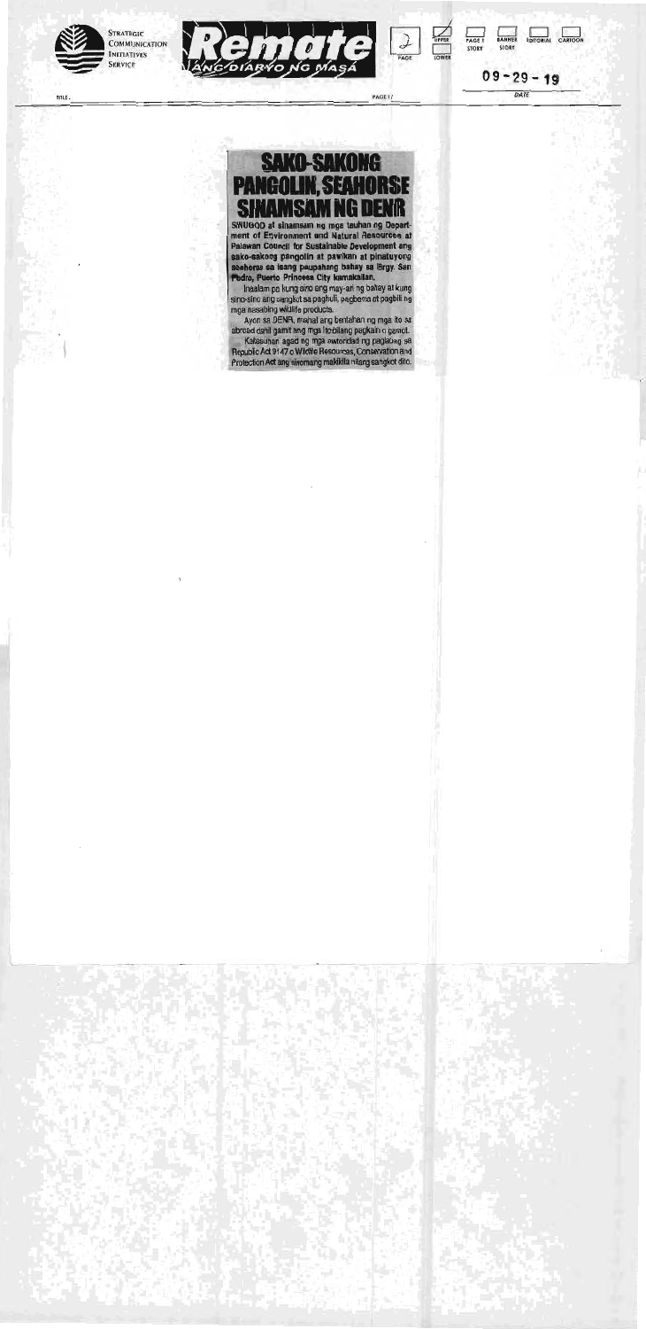# SAKO-SAKONG PANGOLIN, SEAHORSE SINAMSAM NG DENR

**SINUGOD at sinamsam ng mga tauhan ng Department of Environment and Natural Resources at Palawan Council for Sustainable Development ang sako-sakong pangolin at pawikan at pinatuyong seahorse sa isang paupahang bahay sa Brgy. San Pedro, Puerto Princesa City kamakailan.**

Inaalam pa kung sino ang may-ari ng bahay at kung sino-sino ang sangkot sa paghuli, pagbenta at pagbili ng mga nasabing wildlife products.

Ayon sa DENR, mahal ang bentahan ng mga ito sa abroad dahil gamit ang mga ito bilang pagkain o gamot.

Kakasuhan agad ng mga awtoridad ng paglabag sa Republic Act 9147 o Widlife Resources, Conservation and Protection Act ang sinomang makikita nilang sangkot dito.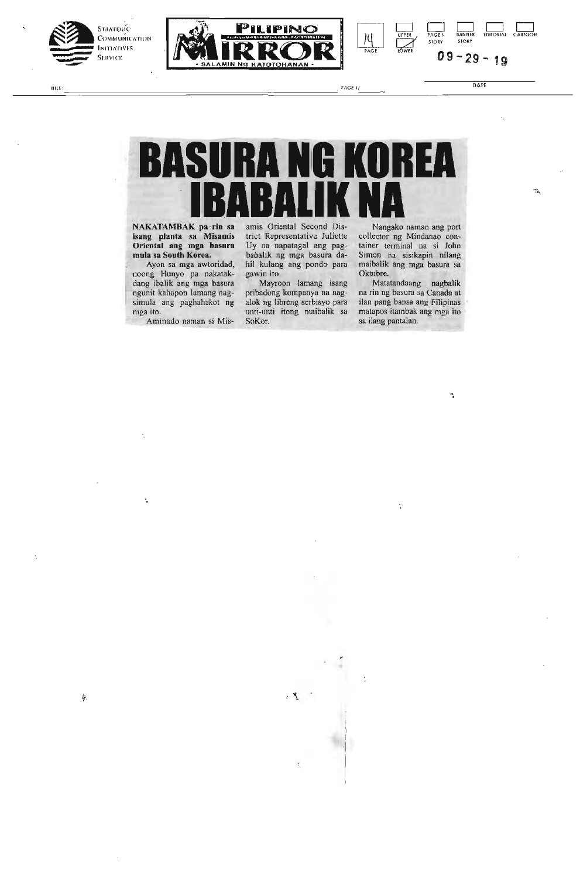# BASURA NG KOREA IBABALIK NA

**NAKATAMBAK pa rin sa isang planta sa Misamis Oriental ang mga basura mula sa South Korea.**

Ayon sa mga awtoridad, noong Hunyo pa nakatakdang ibalik ang mga basura ngunit kahapon lamang nagsimula ang paghahakot ng mga ito.

Aminado naman si Misamis Oriental Second District Representative Juliette Uy na napatagal ang pagbabalik ng mga basura dahil kulang ang pondo para gawin ito.

Mayroon lamang isang pribadong kompanya na nag-alok ng libreng serbisyo para unti-unti itong maibalik sa SoKor.

Nangako naman ang port collector ng Mindanao container terminal na si John Simon na sisikapin nilang maibalik ang mga basura sa Oktubre.

Matatandaang nagbalik na rin ng basura sa Canada at ilan pang bansa ang Filipinas matapos itambak ang mga ito sa ilang pantalan.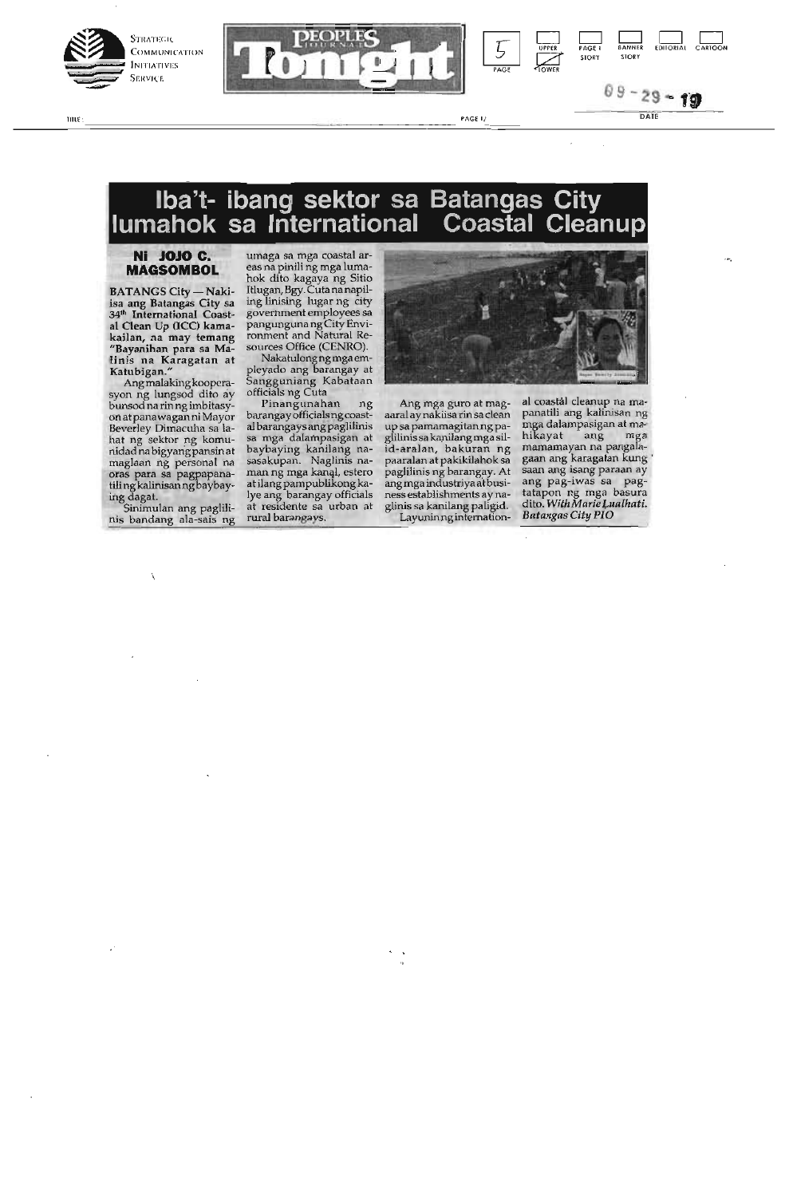# Iba't- ibang sektor sa Batangas City lumahok sa International Coastal Cleanup

**Ni JOJO C. MAGSOMBOL**

**BATANGS City — Nakiisa ang Batangas City sa 34th International Coastal Clean Up (ICC) kamakailan, na may temang "Bayanihan para sa Malinis na Karagatan at Katubigan."**

Ang malaking kooperasyon ng lungsod dito ay bunsod na rin ng imbitasyon at panawagan ni Mayor Beverley Dimacuha sa lahat ng sektor ng komunidad na bigyang pansin at maglaan ng personal na oras para sa pagpapanatiling kalinisan ng baybaying dagat.

Sinimulan ang paglilinis bandang ala-sais ng umaga sa mga coastal areas na pinili ng mga lumahok dito kagaya ng Sitio Itlugan, Bgy. Cuta na napiling linising lugar ng city government employees sa pangunguna ng City Environment and Natural Resources Office (CENRO).

Nakatulong ng mga empleyado ang barangay at Sangguniang Kabataan officials ng Cuta

Pinangunahan ng barangay officials ng coastal barangays ang paglilinis sa mga dalampasigan at baybaying kanilang nasasakupan. Naglinis naman ng mga kanal, estero at ilang pampublikong kalye ang barangay officials at residente sa urban at rural barangays.

Ang mga guro at mag-aaral ay nakiisa rin sa clean up sa pamamagitan ng paglilinis sa kanilang mga silid-aralan, bakuran ng paaralan at pakikilahok sa paglilinis ng barangay. At ang mga industriya at business establishments ay naglinis sa kanilang paligid.

Layunin ng international coastal cleanup na mapanatili ang kalinisan ng mga dalampasigan at mahikayat ang mga mamamayan na pangalagaan ang karagatan kung saan ang isang paraan ay ang pag-iwas sa pagtatapon ng mga basura dito. *With Marie Lualhati. Batangas City PIO*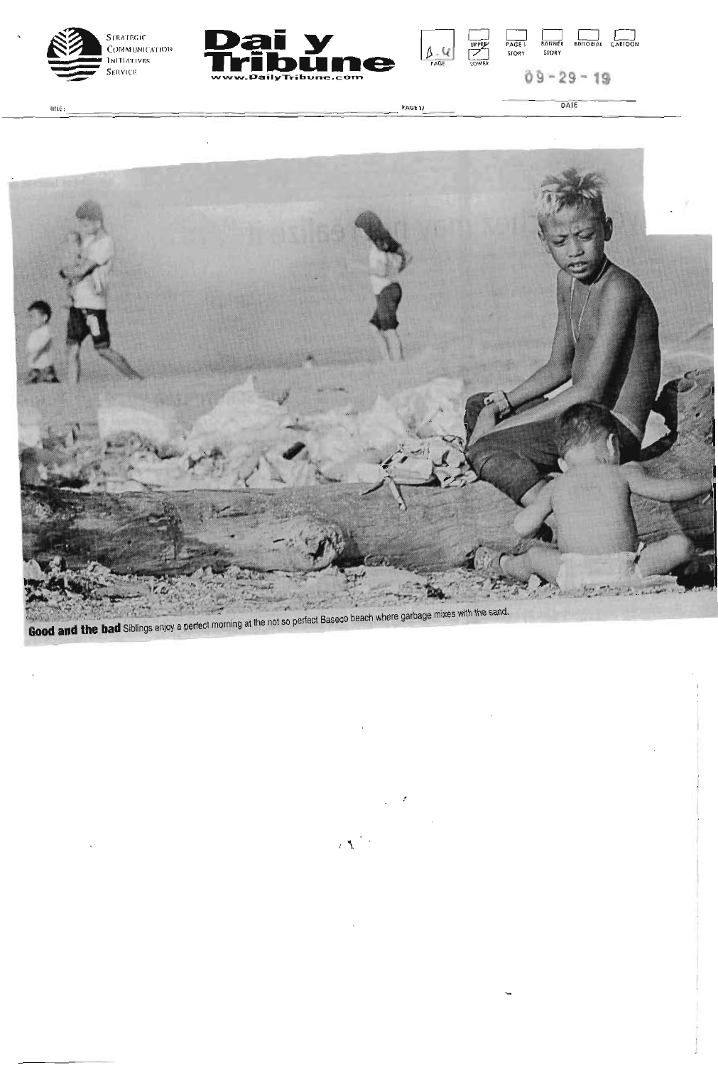**Good and the bad** Siblings enjoy a perfect morning at the not so perfect Baseco beach where garbage mixes with the sand.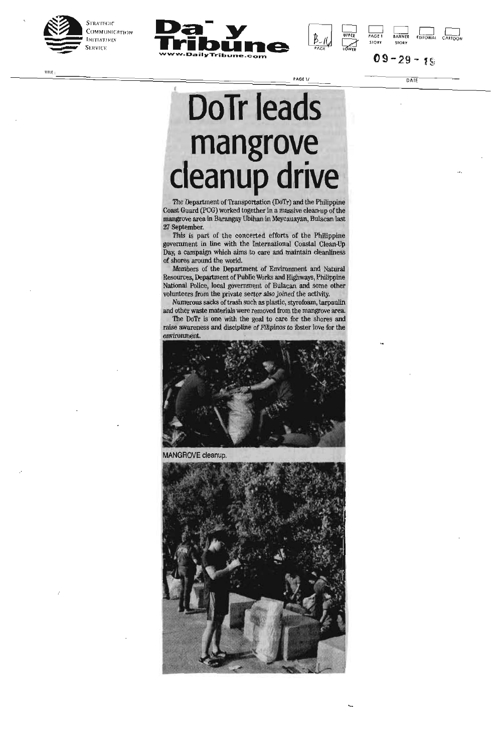# DoTr leads mangrove cleanup drive

The Department of Transportation (DoTr) and the Philippine Coast Guard (PCG) worked together in a massive clean-up of the mangrove area in Barangay Ubihan in Meycauayan, Bulacan last 27 September.

This is part of the concerted efforts of the Philippine government in line with the International Coastal Clean-Up Day, a campaign which aims to care and maintain cleanliness of shores around the world.

Members of the Department of Environment and Natural Resources, Department of Public Works and Highways, Philippine National Police, local government of Bulacan and some other volunteers from the private sector also joined the activity.

Numerous sacks of trash such as plastic, styrofoam, tarpaulin and other waste materials were removed from the mangrove area.

The DoTr is one with the goal to care for the shores and raise awareness and discipline of *Filipinos* to foster love for the environment.

MANGROVE cleanup.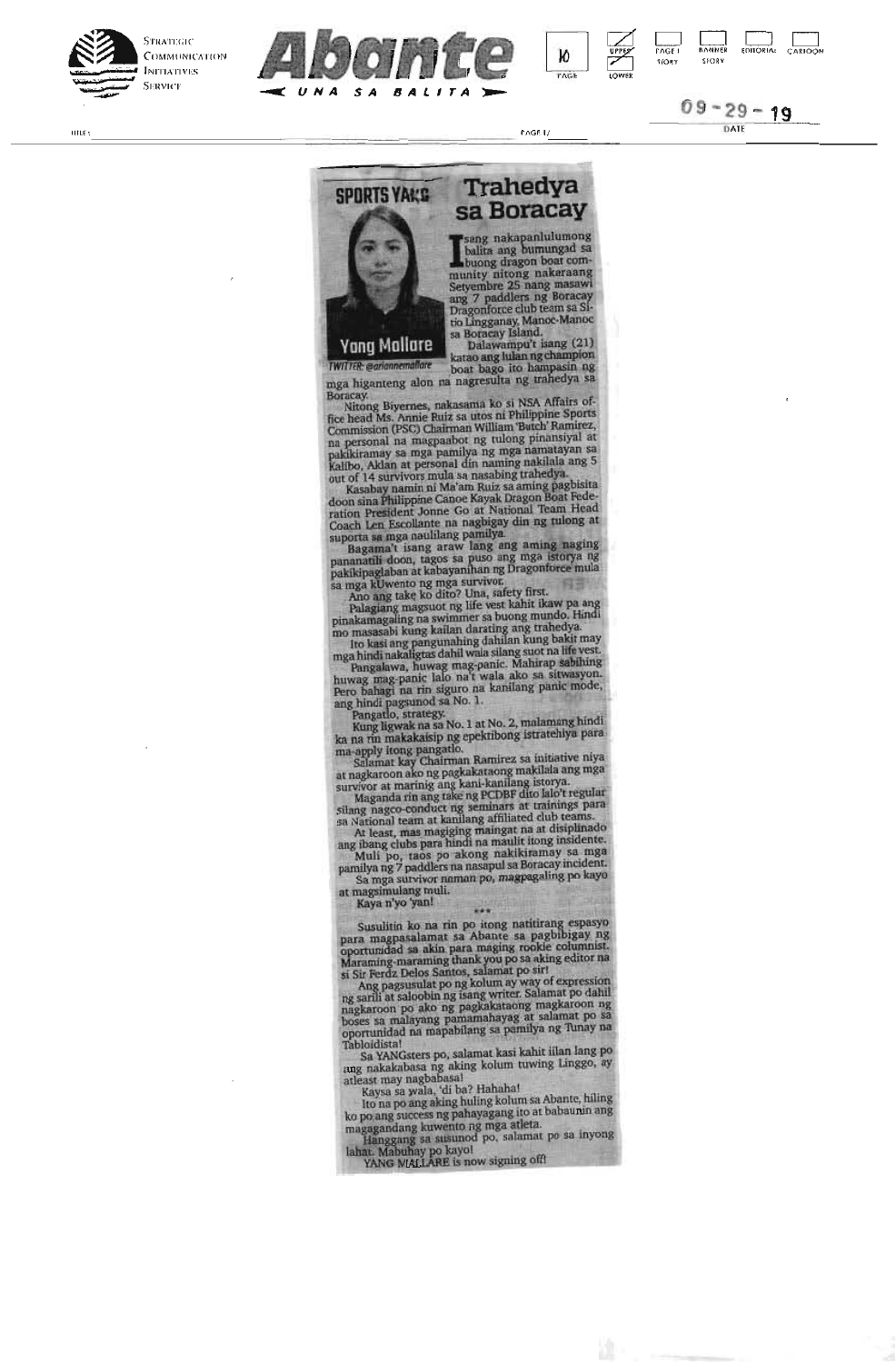SPORTS YAKS

Yang Mallare

TWITTER: @ariannemallare

# Trahedya sa Boracay

Isang nakapanlulumong balita ang bumungad sa buong dragon boat community nitong nakaraang Setyembre 25 nang masawi ang 7 paddlers ng Boracay Dragonforce club team sa Sitio Lingganay, Manoc-Manoc sa Boracay Island.

Dalawampu't isang (21) katao ang lulan ng champion boat bago ito hampasin ng mga higanteng alon na nagresulta ng trahedya sa Boracay.

Nitong Biyernes, nakasama ko si NSA Affairs office head Ms. Annie Ruiz sa utos ni Philippine Sports Commission (PSC) Chairman William 'Butch' Ramirez, na personal na magpaabot ng tulong pinansiyal at pakikiramay sa mga pamilya ng mga namatayan sa Kalibo, Aklan at personal din naming nakilala ang 5 out of 14 survivors mula sa nasabing trahedya.

Kasabay namin ni Ma'am Ruiz sa aming pagbisita doon sina Philippine Canoe Kayak Dragon Boat Federation President Jonne Go at National Team Head Coach Len Escollante na nagbigay din ng tulong at suporta sa mga naulilang pamilya.

Bagama't isang araw lang ang aming naging pananatili doon, tagos sa puso ang mga istorya ng pakikipaglaban at kabayanihan ng Dragonforce mula sa mga kuwento ng mga survivor.

Ano ang take ko dito? Una, safety first.

Palagiang magsuot ng life vest kahit ikaw pa ang pinakamagaling na swimmer sa buong mundo. Hindi mo masasabi kung kailan darating ang trahedya.

Ito kasi ang pangunahing dahilan kung bakit may mga hindi nakaligtas dahil wala silang suot na life vest.

Pangalawa, huwag mag-panic. Mahirap sabihing huwag mag-panic lalo na't wala ako sa sitwasyon. Pero bahagi na rin siguro na kanilang panic mode, ang hindi pagsunod sa No. 1.

Pangatlo, strategy.

Kung ligwak na sa No. 1 at No. 2, malamang hindi ka na rin makakaisip ng epektibong istratehiya para ma-apply itong pangatlo.

Salamat kay Chairman Ramirez sa initiative niya at nagkaroon ako ng pagkakataong makilala ang mga survivor at marinig ang kani-kanilang istorya.

Maganda rin ang take ng PCDBF dito lalo't regular silang nagco-conduct ng seminars at trainings para sa National team at kanilang affiliated club teams.

At least, mas magiging maingat na at disiplinado ang ibang clubs para hindi na maulit itong insidente.

Muli po, taos po akong nakikiramay sa mga pamilya ng 7 paddlers na nasapul sa Boracay incident.

Sa mga survivor naman po, magpagaling po kayo at magsimulang muli.

Kaya n'yo 'yan!

\*\*\*

Susulitin ko na rin po itong natitirang espasyo para magpasalamat sa Abante sa pagbibigay ng oportunidad sa akin para maging rookie columnist. Maraming-maraming thank you po sa aking editor na si Sir Ferdz Delos Santos, salamat po sir!

Ang pagsusulat po ng kolum ay way of expression ng sarili at saloobin ng isang writer. Salamat po dahil nagkaroon po ako ng pagkakataong magkaroon ng boses sa malayang pamamahayag at salamat po sa oportunidad na mapabilang sa pamilya ng Tunay na Tabloidista!

Sa YANGsters po, salamat kasi kahit iilan lang po ang nakakabasa ng aking kolum tuwing Linggo, ay atleast may nagbabasa!

Kaysa sa wala, 'di ba? Hahaha!

Ito na po ang aking huling kolum sa Abante, hiling ko po ang success ng pahayagang ito at babaunin ang magagandang kuwento ng mga atleta.

Hanggang sa susunod po, salamat po sa inyong lahat. Mabuhay po kayo!

YANG MALLARE is now signing off!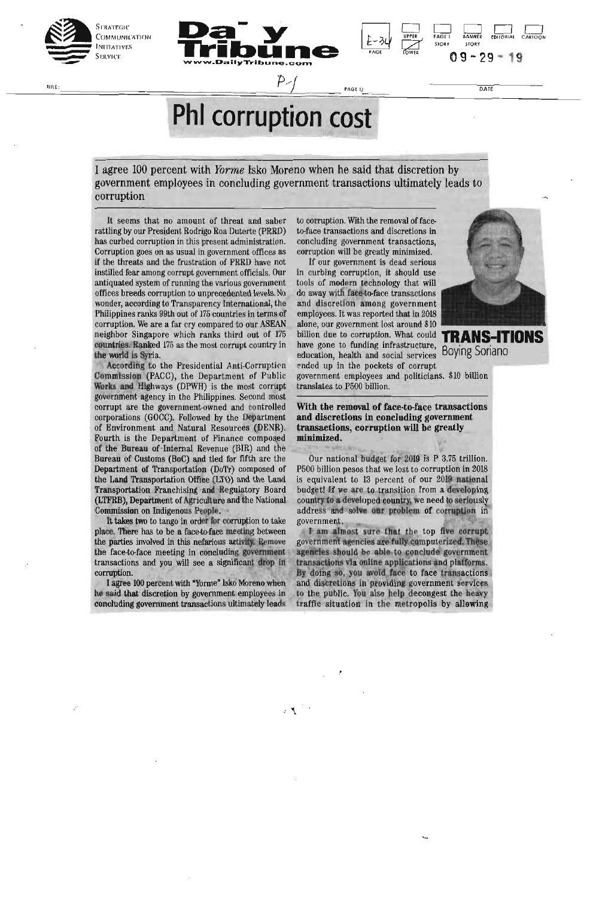# Phl corruption cost

I agree 100 percent with *Yorme* Isko Moreno when he said that discretion by government employees in concluding government transactions ultimately leads to corruption

**TRANS-ITIONS**
Boying Soriano

It seems that no amount of threat and saber rattling by our President Rodrigo Roa Duterte (PRRD) has curbed corruption in this present administration. Corruption goes on as usual in government offices as if the threats and the frustration of PRRD have not instilled fear among corrupt government officials. Our antiquated system of running the various government offices breeds corruption to unprecedented levels. No wonder, according to Transparency International, the Philippines ranks 99th out of 175 countries in terms of corruption. We are a far cry compared to our ASEAN neighbor Singapore which ranks third out of 175 countries. Ranked 175 as the most corrupt country in the world is Syria.

According to the Presidential Anti-Corruption Commission (PACC), the Department of Public Works and Highways (DPWH) is the most corrupt government agency in the Philippines. Second most corrupt are the government-owned and controlled corporations (GOCC). Followed by the Department of Environment and Natural Resources (DENR). Fourth is the Department of Finance composed of the Bureau of Internal Revenue (BIR) and the Bureau of Customs (BoC) and tied for fifth are the Department of Transportation (DoTr) composed of the Land Transportation Office (LTO) and the Land Transportation Franchising and Regulatory Board (LTFRB), Department of Agriculture and the National Commission on Indigenous People.

It takes two to tango in order for corruption to take place. There has to be a face-to-face meeting between the parties involved in this nefarious activity. Remove the face-to-face meeting in concluding government transactions and you will see a significant drop in corruption.

I agree 100 percent with "Yorme" Isko Moreno when he said that discretion by government employees in concluding government transactions ultimately leads to corruption. With the removal of face-to-face transactions and discretions in concluding government transactions, corruption will be greatly minimized.

If our government is dead serious in curbing corruption, it should use tools of modern technology that will do away with face-to-face transactions and discretion among government employees. It was reported that in 2018 alone, our government lost around $10 billion due to corruption. What could have gone to funding infrastructure, education, health and social services ended up in the pockets of corrupt government employees and politicians. $10 billion translates to P500 billion.

**With the removal of face-to-face transactions and discretions in concluding government transactions, corruption will be greatly minimized.**

Our national budget for 2019 is P 3.75 trillion. P500 billion pesos that we lost to corruption in 2018 is equivalent to 13 percent of our 2019 national budget! If we are to transition from a developing country to a developed country, we need to seriously address and solve our problem of corruption in government.

I am almost sure that the top five corrupt government agencies are fully computerized. These agencies should be able to conclude government transactions via online applications and platforms. By doing so, you avoid face to face transactions and discretions in providing government services to the public. You also help decongest the heavy traffic situation in the metropolis by allowing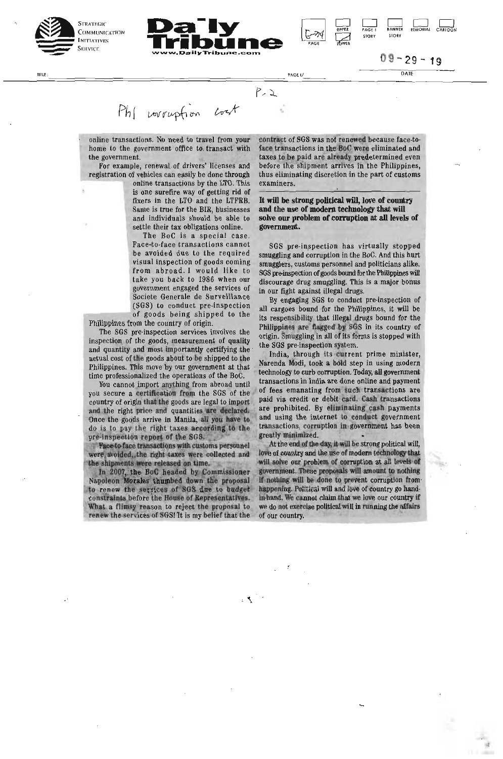P-2

Phl corruption cost

online transactions. No need to travel from your home to the government office to transact with the government.

For example, renewal of drivers' licenses and registration of vehicles can easily be done through online transactions by the LTO. This is one surefire way of getting rid of fixers in the LTO and the LTFRB. Same is true for the BIR, businesses and individuals should be able to settle their tax obligations online.

The BoC is a special case. Face-to-face transactions cannot be avoided due to the required visual inspection of goods coming from abroad. I would like to take you back to 1986 when our government engaged the services of Societe Generale de Surveillance (SGS) to conduct pre-inspection of goods being shipped to the Philippines from the country of origin.

The SGS pre-inspection services involves the inspection of the goods, measurement of quality and quantity and most importantly certifying the actual cost of the goods about to be shipped to the Philippines. This move by our government at that time professionalized the operations of the BoC.

You cannot import anything from abroad until you secure a certification from the SGS of the country of origin that the goods are legal to import and the right price and quantities are declared. Once the goods arrive in Manila, all you have to do is to pay the right taxes according to the pre-inspection report of the SGS.

Face-to-face transactions with customs personnel were avoided, the right taxes were collected and the shipments were released on time.

In 2007, the BoC headed by Commissioner Napoleon Morales thumbed down the proposal to renew the services of SGS due to budget constraints before the House of Representatives. What a flimsy reason to reject the proposal to renew the services of SGS! It is my belief that the contract of SGS was not renewed because face-to-face transactions in the BoC were eliminated and taxes to be paid are already predetermined even before the shipment arrives in the Philippines, thus eliminating discretion in the part of customs examiners.

**It will be strong political will, love of country and the use of modern technology that will solve our problem of corruption at all levels of government.**

SGS pre-inspection has virtually stopped smuggling and corruption in the BoC. And this hurt smugglers, customs personnel and politicians alike. SGS pre-inspection of goods bound for the Philippines will discourage drug smuggling. This is a major bonus in our fight against illegal drugs.

By engaging SGS to conduct pre-inspection of all cargoes bound for the Philippines, it will be its responsibility that illegal drugs bound for the Philippines are flagged by SGS in its country of origin. Smuggling in all of its forms is stopped with the SGS pre-inspection system.

India, through its current prime minister, Narenda Modi, took a bold step in using modern technology to curb corruption. Today, all government transactions in India are done online and payment of fees emanating from such transactions are paid via credit or debit card. Cash transactions are prohibited. By eliminating cash payments and using the internet to conduct government transactions, corruption in government has been greatly minimized.

At the end of the day, it will be strong political will, love of country and the use of modern technology that will solve our problem of corruption at all levels of government. These proposals will amount to nothing if nothing will be done to prevent corruption from happening. Political will and love of country go hand-in-hand. We cannot claim that we love our country if we do not exercise political will in running the affairs of our country.